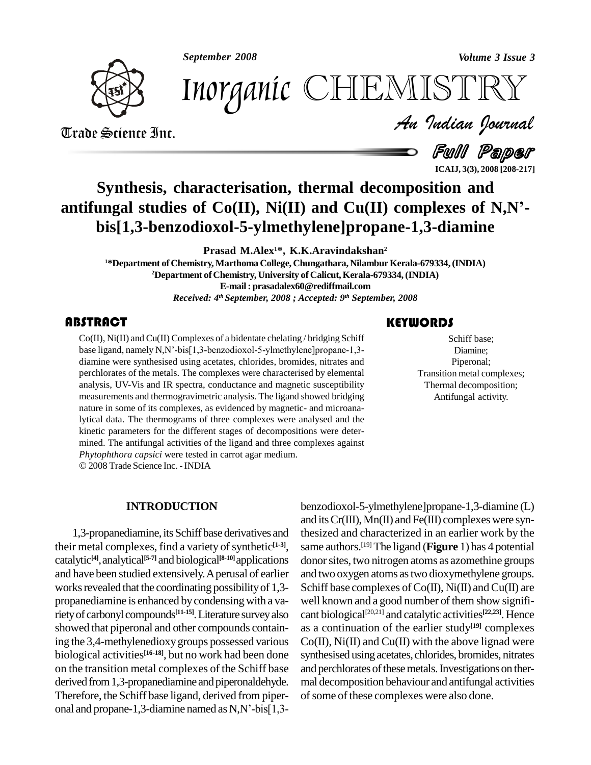# Synthesis, characterisation, thermal decomposition and antifungal studies of Co(II), Ni(II) and Cu(II) complexes of N,N'-bis[1,3-benzodioxol-5-ylmethylene]propane-1,3-diamine

**Prasad M.Alex[1]*, K.K.Aravindakshan[2]**

[1]*Department of Chemistry, Marthoma College, Chungathara, Nilambur Kerala-679334, (INDIA)

[2]Department of Chemistry, University of Calicut, Kerala-679334, (INDIA)

E-mail : prasadalex60@rediffmail.com

*Received: 4th September, 2008 ; Accepted: 9th September, 2008*

## ABSTRACT

Co(II), Ni(II) and Cu(II) Complexes of a bidentate chelating / bridging Schiff base ligand, namely N,N'-bis[1,3-benzodioxol-5-ylmethylene]propane-1,3-diamine were synthesised using acetates, chlorides, bromides, nitrates and perchlorates of the metals. The complexes were characterised by elemental analysis, UV-Vis and IR spectra, conductance and magnetic susceptibility measurements and thermogravimetric analysis. The ligand showed bridging nature in some of its complexes, as evidenced by magnetic- and microanalytical data. The thermograms of three complexes were analysed and the kinetic parameters for the different stages of decompositions were determined. The antifungal activities of the ligand and three complexes against *Phytophthora capsici* were tested in carrot agar medium.

© 2008 Trade Science Inc. - INDIA

## KEYWORDS

Schiff base;
Diamine;
Piperonal;
Transition metal complexes;
Thermal decomposition;
Antifungal activity.

## INTRODUCTION

1,3-propanediamine, its Schiff base derivatives and their metal complexes, find a variety of synthetic[1-3], catalytic[4], analytical[5-7] and biological[8-10] applications and have been studied extensively. A perusal of earlier works revealed that the coordinating possibility of 1,3-propanediamine is enhanced by condensing with a variety of carbonyl compounds[11-15]. Literature survey also showed that piperonal and other compounds containing the 3,4-methylenedioxy groups possessed various biological activities[16-18], but no work had been done on the transition metal complexes of the Schiff base derived from 1,3-propanediamine and piperonaldehyde. Therefore, the Schiff base ligand, derived from piperonal and propane-1,3-diamine named as N,N'-bis[1,3-benzodioxol-5-ylmethylene]propane-1,3-diamine (L) and its Cr(III), Mn(II) and Fe(III) complexes were synthesized and characterized in an earlier work by the same authors.[19] The ligand (**Figure** 1) has 4 potential donor sites, two nitrogen atoms as azomethine groups and two oxygen atoms as two dioxymethylene groups. Schiff base complexes of Co(II), Ni(II) and Cu(II) are well known and a good number of them show significant biological[20,21] and catalytic activities[22,23]. Hence as a continuation of the earlier study[19] complexes Co(II), Ni(II) and Cu(II) with the above lignad were synthesised using acetates, chlorides, bromides, nitrates and perchlorates of these metals. Investigations on thermal decomposition behaviour and antifungal activities of some of these complexes were also done.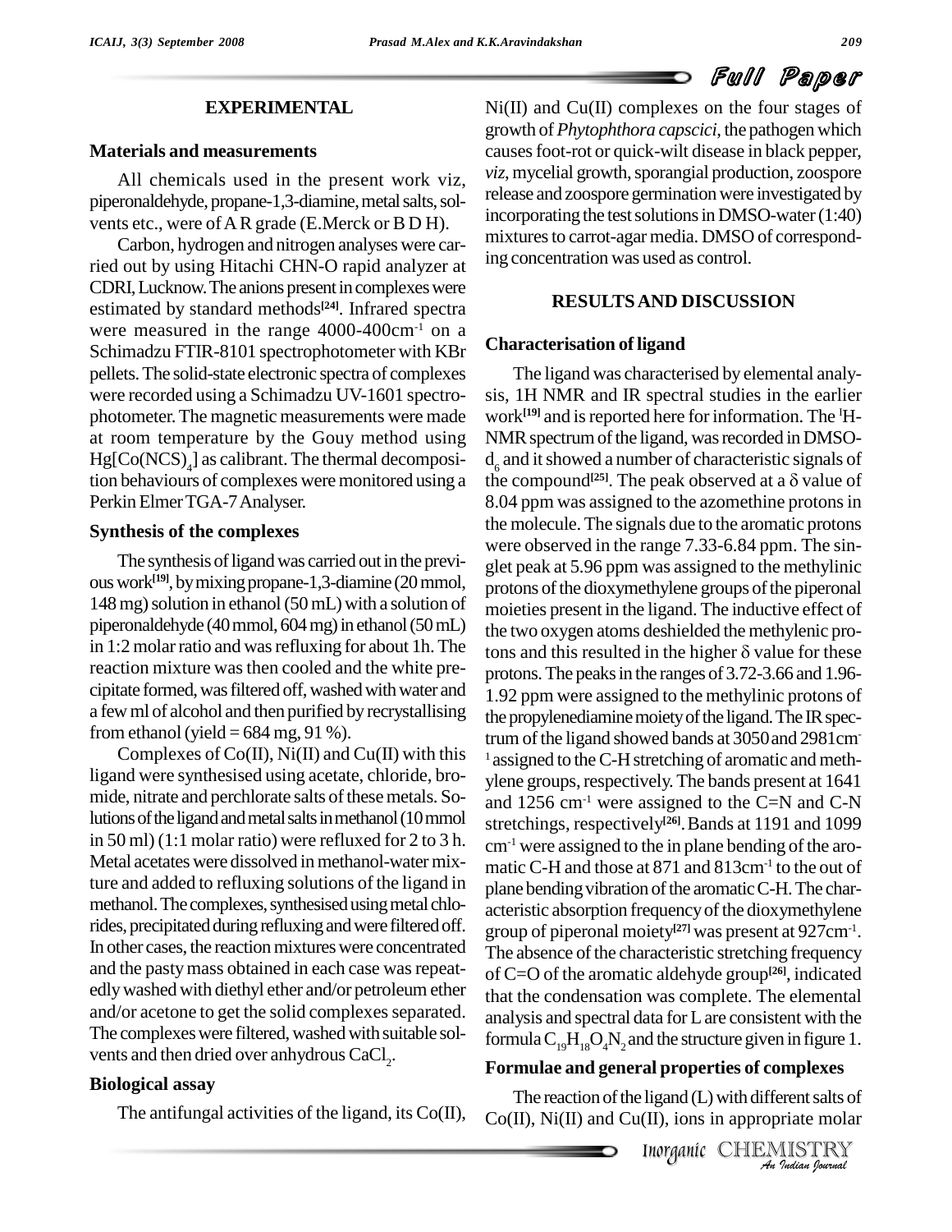## EXPERIMENTAL

### Materials and measurements

All chemicals used in the present work viz, piperonaldehyde, propane-1,3-diamine, metal salts, solvents etc., were of A R grade (E.Merck or B D H).

Carbon, hydrogen and nitrogen analyses were carried out by using Hitachi CHN-O rapid analyzer at CDRI, Lucknow. The anions present in complexes were estimated by standard methods[24]. Infrared spectra were measured in the range 4000-400cm$^{-1}$ on a Schimadzu FTIR-8101 spectrophotometer with KBr pellets. The solid-state electronic spectra of complexes were recorded using a Schimadzu UV-1601 spectrophotometer. The magnetic measurements were made at room temperature by the Gouy method using $Hg[Co(NCS)_4]$ as calibrant. The thermal decomposition behaviours of complexes were monitored using a Perkin Elmer TGA-7 Analyser.

### Synthesis of the complexes

The synthesis of ligand was carried out in the previous work[19], by mixing propane-1,3-diamine (20 mmol, 148 mg) solution in ethanol (50 mL) with a solution of piperonaldehyde (40 mmol, 604 mg) in ethanol (50 mL) in 1:2 molar ratio and was refluxing for about 1h. The reaction mixture was then cooled and the white precipitate formed, was filtered off, washed with water and a few ml of alcohol and then purified by recrystallising from ethanol (yield = 684 mg, 91 %).

Complexes of Co(II), Ni(II) and Cu(II) with this ligand were synthesised using acetate, chloride, bromide, nitrate and perchlorate salts of these metals. Solutions of the ligand and metal salts in methanol (10 mmol in 50 ml) (1:1 molar ratio) were refluxed for 2 to 3 h. Metal acetates were dissolved in methanol-water mixture and added to refluxing solutions of the ligand in methanol. The complexes, synthesised using metal chlorides, precipitated during refluxing and were filtered off. In other cases, the reaction mixtures were concentrated and the pasty mass obtained in each case was repeatedly washed with diethyl ether and/or petroleum ether and/or acetone to get the solid complexes separated. The complexes were filtered, washed with suitable solvents and then dried over anhydrous $CaCl_2$.

### Biological assay

The antifungal activities of the ligand, its Co(II), Ni(II) and Cu(II) complexes on the four stages of growth of *Phytophthora capscici*, the pathogen which causes foot-rot or quick-wilt disease in black pepper, *viz*, mycelial growth, sporangial production, zoospore release and zoospore germination were investigated by incorporating the test solutions in DMSO-water (1:40) mixtures to carrot-agar media. DMSO of corresponding concentration was used as control.

## RESULTS AND DISCUSSION

### Characterisation of ligand

The ligand was characterised by elemental analysis, 1H NMR and IR spectral studies in the earlier work[19] and is reported here for information. The $^1$H-NMR spectrum of the ligand, was recorded in DMSO-$d_6$ and it showed a number of characteristic signals of the compound[25]. The peak observed at a $\delta$ value of 8.04 ppm was assigned to the azomethine protons in the molecule. The signals due to the aromatic protons were observed in the range 7.33-6.84 ppm. The singlet peak at 5.96 ppm was assigned to the methylinic protons of the dioxymethylene groups of the piperonal moieties present in the ligand. The inductive effect of the two oxygen atoms deshielded the methylenic protons and this resulted in the higher $\delta$ value for these protons. The peaks in the ranges of 3.72-3.66 and 1.96-1.92 ppm were assigned to the methylinic protons of the propylenediamine moiety of the ligand. The IR spectrum of the ligand showed bands at 3050 and 2981cm$^{-1}$ assigned to the C-H stretching of aromatic and methylene groups, respectively. The bands present at 1641 and 1256 cm$^{-1}$ were assigned to the C=N and C-N stretchings, respectively[26]. Bands at 1191 and 1099 cm$^{-1}$ were assigned to the in plane bending of the aromatic C-H and those at 871 and 813cm$^{-1}$ to the out of plane bending vibration of the aromatic C-H. The characteristic absorption frequency of the dioxymethylene group of piperonal moiety[27] was present at 927cm$^{-1}$. The absence of the characteristic stretching frequency of C=O of the aromatic aldehyde group[26], indicated that the condensation was complete. The elemental analysis and spectral data for L are consistent with the formula $C_{19}H_{18}O_4N_2$ and the structure given in figure 1.

### Formulae and general properties of complexes

The reaction of the ligand (L) with different salts of Co(II), Ni(II) and Cu(II), ions in appropriate molar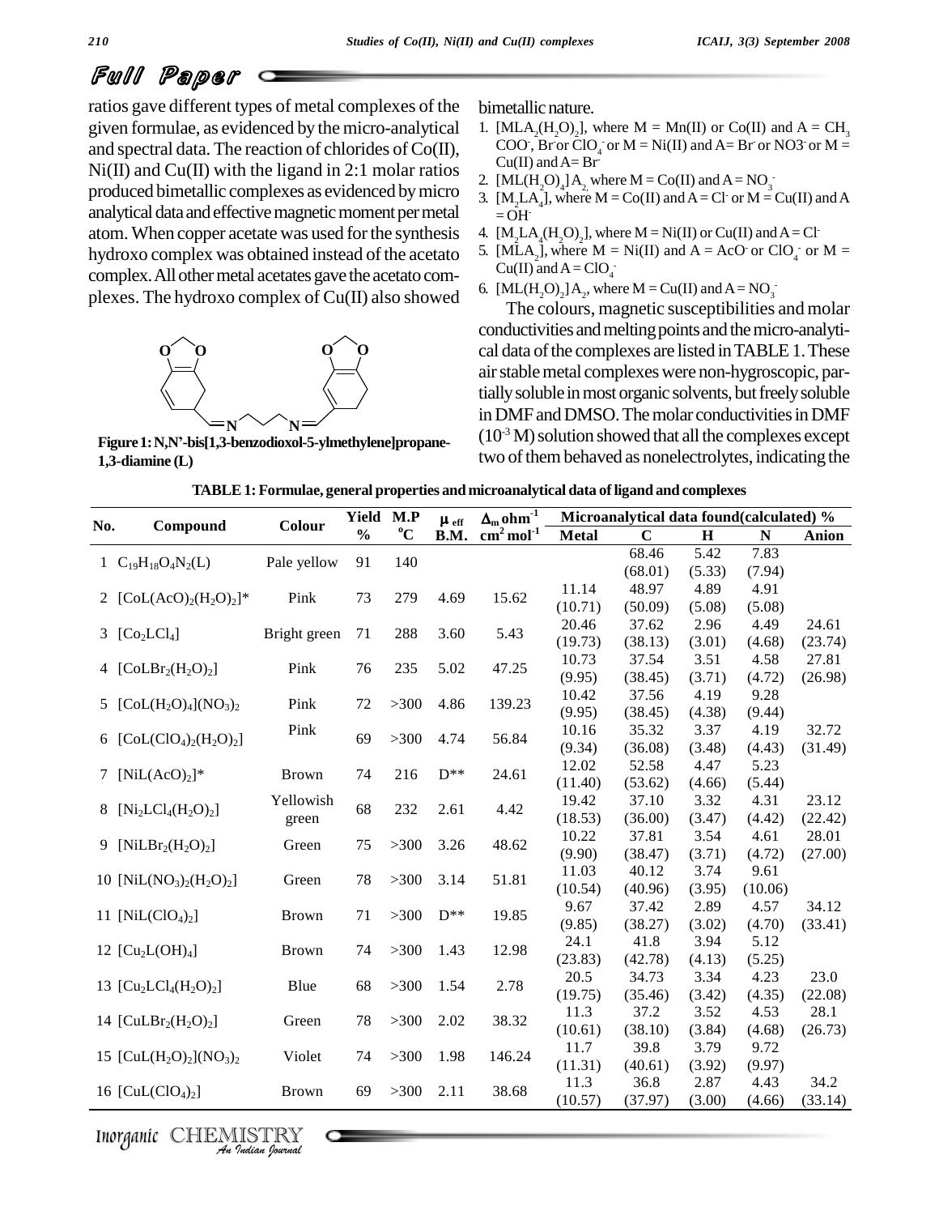ratios gave different types of metal complexes of the given formulae, as evidenced by the micro-analytical and spectral data. The reaction of chlorides of Co(II), Ni(II) and Cu(II) with the ligand in 2:1 molar ratios produced bimetallic complexes as evidenced by micro analytical data and effective magnetic moment per metal atom. When copper acetate was used for the synthesis hydroxo complex was obtained instead of the acetato complex. All other metal acetates gave the acetato complexes. The hydroxo complex of Cu(II) also showed bimetallic nature.

**Figure 1: N,N'-bis[1,3-benzodioxol-5-ylmethylene]propane-1,3-diamine (L)**

1. $[MLA_2(H_2O)_2]$, where M = Mn(II) or Co(II) and A = $CH_3COO^-$, $Br^-$ or $ClO_4^-$ or M = Ni(II) and A = $Br^-$ or $NO3^-$ or M = Cu(II) and A = $Br^-$
2. $[ML(H_2O)_4]A_2$, where M = Co(II) and A = $NO_3^-$
3. $[M_2LA_4]$, where M = Co(II) and A = $Cl^-$ or M = Cu(II) and A = $OH^-$
4. $[M_2LA_4(H_2O)_2]$, where M = Ni(II) or Cu(II) and A = $Cl^-$
5. $[MLA_2]$, where M = Ni(II) and A = $AcO^-$ or $ClO_4^-$ or M = Cu(II) and A = $ClO_4^-$
6. $[ML(H_2O)_2]A_2$, where M = Cu(II) and A = $NO_3^-$

The colours, magnetic susceptibilities and molar conductivities and melting points and the micro-analytical data of the complexes are listed in TABLE 1. These air stable metal complexes were non-hygroscopic, partially soluble in most organic solvents, but freely soluble in DMF and DMSO. The molar conductivities in DMF ($10^{-3}$ M) solution showed that all the complexes except two of them behaved as nonelectrolytes, indicating the

**TABLE 1: Formulae, general properties and microanalytical data of ligand and complexes**

| No. | Compound | Colour | Yield % | M.P °C | $\mu_{eff}$ B.M. | $\Delta_m$ ohm$^{-1}$ cm$^2$ mol$^{-1}$ | Microanalytical data found(calculated) % Metal | C | H | N | Anion |
|---|---|---|---|---|---|---|---|---|---|---|---|
| 1 | $C_{19}H_{18}O_4N_2$(L) | Pale yellow | 91 | 140 | | | | 68.46 (68.01) | 5.42 (5.33) | 7.83 (7.94) | |
| 2 | $[CoL(AcO)_2(H_2O)_2]$* | Pink | 73 | 279 | 4.69 | 15.62 | 11.14 (10.71) | 48.97 (50.09) | 4.89 (5.08) | 4.91 (5.08) | |
| 3 | $[Co_2LCl_4]$ | Bright green | 71 | 288 | 3.60 | 5.43 | 20.46 (19.73) | 37.62 (38.13) | 2.96 (3.01) | 4.49 (4.68) | 24.61 (23.74) |
| 4 | $[CoLBr_2(H_2O)_2]$ | Pink | 76 | 235 | 5.02 | 47.25 | 10.73 (9.95) | 37.54 (38.45) | 3.51 (3.71) | 4.58 (4.72) | 27.81 (26.98) |
| 5 | $[CoL(H_2O)_4](NO_3)_2$ | Pink | 72 | >300 | 4.86 | 139.23 | 10.42 (9.95) | 37.56 (38.45) | 4.19 (4.38) | 9.28 (9.44) | |
| 6 | $[CoL(ClO_4)_2(H_2O)_2]$ | Pink | 69 | >300 | 4.74 | 56.84 | 10.16 (9.34) | 35.32 (36.08) | 3.37 (3.48) | 4.19 (4.43) | 32.72 (31.49) |
| 7 | $[NiL(AcO)_2]$* | Brown | 74 | 216 | D** | 24.61 | 12.02 (11.40) | 52.58 (53.62) | 4.47 (4.66) | 5.23 (5.44) | |
| 8 | $[Ni_2LCl_4(H_2O)_2]$ | Yellowish green | 68 | 232 | 2.61 | 4.42 | 19.42 (18.53) | 37.10 (36.00) | 3.32 (3.47) | 4.31 (4.42) | 23.12 (22.42) |
| 9 | $[NiLBr_2(H_2O)_2]$ | Green | 75 | >300 | 3.26 | 48.62 | 10.22 (9.90) | 37.81 (38.47) | 3.54 (3.71) | 4.61 (4.72) | 28.01 (27.00) |
| 10 | $[NiL(NO_3)_2(H_2O)_2]$ | Green | 78 | >300 | 3.14 | 51.81 | 11.03 (10.54) | 40.12 (40.96) | 3.74 (3.95) | 9.61 (10.06) | |
| 11 | $[NiL(ClO_4)_2]$ | Brown | 71 | >300 | D** | 19.85 | 9.67 (9.85) | 37.42 (38.27) | 2.89 (3.02) | 4.57 (4.70) | 34.12 (33.41) |
| 12 | $[Cu_2L(OH)_4]$ | Brown | 74 | >300 | 1.43 | 12.98 | 24.1 (23.83) | 41.8 (42.78) | 3.94 (4.13) | 5.12 (5.25) | |
| 13 | $[Cu_2LCl_4(H_2O)_2]$ | Blue | 68 | >300 | 1.54 | 2.78 | 20.5 (19.75) | 34.73 (35.46) | 3.34 (3.42) | 4.23 (4.35) | 23.0 (22.08) |
| 14 | $[CuLBr_2(H_2O)_2]$ | Green | 78 | >300 | 2.02 | 38.32 | 11.3 (10.61) | 37.2 (38.10) | 3.52 (3.84) | 4.53 (4.68) | 28.1 (26.73) |
| 15 | $[CuL(H_2O)_2](NO_3)_2$ | Violet | 74 | >300 | 1.98 | 146.24 | 11.7 (11.31) | 39.8 (40.61) | 3.79 (3.92) | 9.72 (9.97) | |
| 16 | $[CuL(ClO_4)_2]$ | Brown | 69 | >300 | 2.11 | 38.68 | 11.3 (10.57) | 36.8 (37.97) | 2.87 (3.00) | 4.43 (4.66) | 34.2 (33.14) |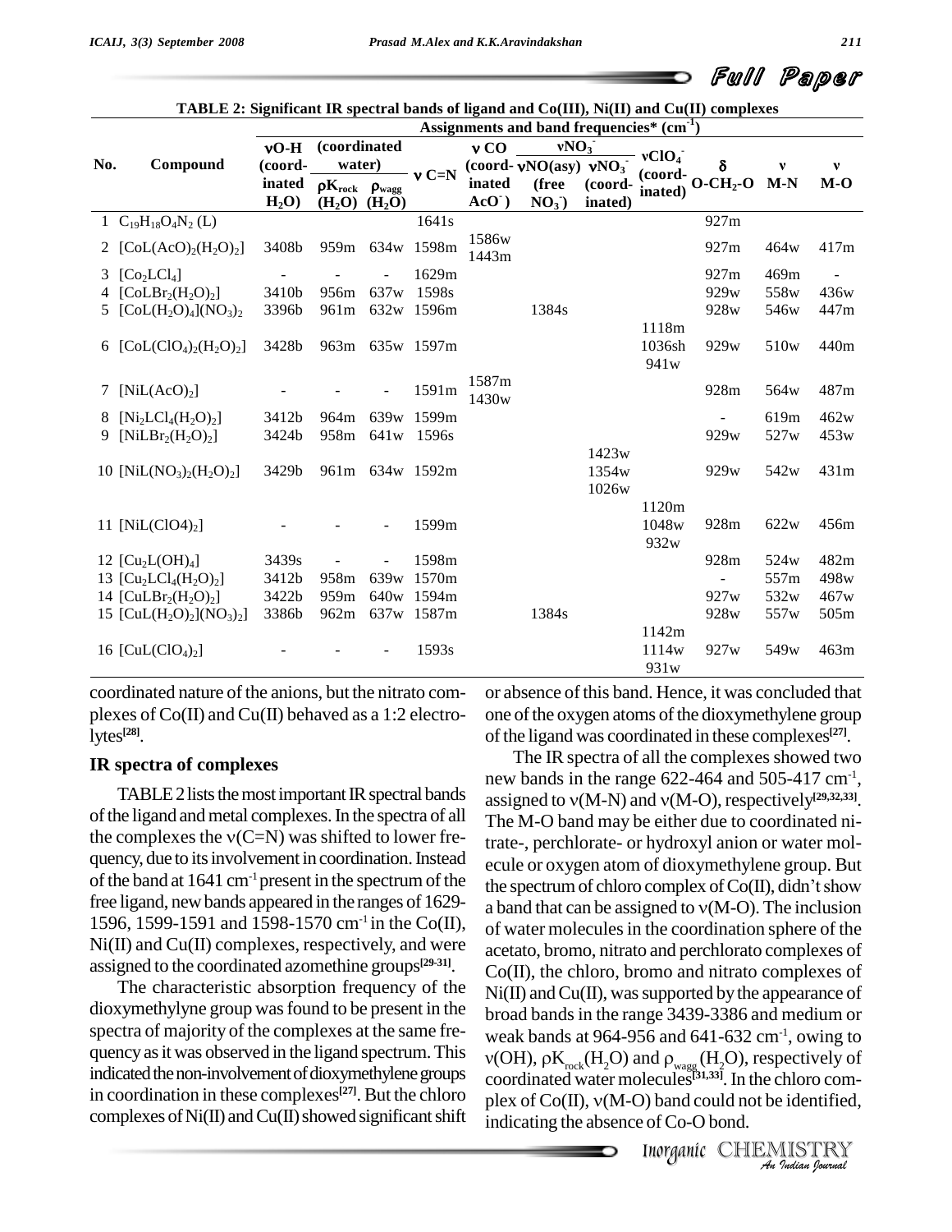**TABLE 2: Significant IR spectral bands of ligand and Co(III), Ni(II) and Cu(II) complexes**

| No. | Compound | Assignments and band frequencies* ($cm^{-1}$) | | | | | | | | | | |
|---|---|---|---|---|---|---|---|---|---|---|---|---|
| | | νO-H (coordinated $H_2O$) | (coordinated water) | | ν C=N | ν CO (coordinated $AcO^-$) | $\nu NO_3^-$ | | $\nu ClO_4^-$ (coordinated) | δ $O-CH_2-O$ | ν M-N | ν M-O |
| | | | $\rho K_{rock}$ ($H_2O$) | $\rho_{wagg}$ ($H_2O$) | | | νNO(asy) (free $NO_3^-$) | $\nu NO_3^-$ (coordinated) | | | | |
| 1 | $C_{19}H_{18}O_4N_2$ (L) | | | | 1641s | | | | | 927m | | |
| 2 | $[CoL(AcO)_2(H_2O)_2]$ | 3408b | 959m | 634w | 1598m | 1586w 1443m | | | | 927m | 464w | 417m |
| 3 | $[Co_2LCl_4]$ | - | - | - | 1629m | | | | | 927m | 469m | - |
| 4 | $[CoLBr_2(H_2O)_2]$ | 3410b | 956m | 637w | 1598s | | | | | 929w | 558w | 436w |
| 5 | $[CoL(H_2O)_4](NO_3)_2$ | 3396b | 961m | 632w | 1596m | | 1384s | | | 928w | 546w | 447m |
| 6 | $[CoL(ClO_4)_2(H_2O)_2]$ | 3428b | 963m | 635w | 1597m | | | | 1118m 1036sh 941w | 929w | 510w | 440m |
| 7 | $[NiL(AcO)_2]$ | - | - | - | 1591m | 1587m 1430w | | | | 928m | 564w | 487m |
| 8 | $[Ni_2LCl_4(H_2O)_2]$ | 3412b | 964m | 639w | 1599m | | | | | - | 619m | 462w |
| 9 | $[NiLBr_2(H_2O)_2]$ | 3424b | 958m | 641w | 1596s | | | | | 929w | 527w | 453w |
| 10 | $[NiL(NO_3)_2(H_2O)_2]$ | 3429b | 961m | 634w | 1592m | | | 1423w 1354w 1026w | | 929w | 542w | 431m |
| 11 | $[NiL(ClO4)_2]$ | - | - | - | 1599m | | | | 1120m 1048w 932w | 928m | 622w | 456m |
| 12 | $[Cu_2L(OH)_4]$ | 3439s | - | - | 1598m | | | | | 928m | 524w | 482m |
| 13 | $[Cu_2LCl_4(H_2O)_2]$ | 3412b | 958m | 639w | 1570m | | | | | - | 557m | 498w |
| 14 | $[CuLBr_2(H_2O)_2]$ | 3422b | 959m | 640w | 1594m | | | | | 927w | 532w | 467w |
| 15 | $[CuL(H_2O)_2](NO_3)_2]$ | 3386b | 962m | 637w | 1587m | | 1384s | | | 928w | 557w | 505m |
| 16 | $[CuL(ClO_4)_2]$ | - | - | - | 1593s | | | | 1142m 1114w 931w | 927w | 549w | 463m |

coordinated nature of the anions, but the nitrato complexes of Co(II) and Cu(II) behaved as a 1:2 electrolytes[28].

## IR spectra of complexes

TABLE 2 lists the most important IR spectral bands of the ligand and metal complexes. In the spectra of all the complexes the ν(C=N) was shifted to lower frequency, due to its involvement in coordination. Instead of the band at 1641 $cm^{-1}$ present in the spectrum of the free ligand, new bands appeared in the ranges of 1629-1596, 1599-1591 and 1598-1570 $cm^{-1}$ in the Co(II), Ni(II) and Cu(II) complexes, respectively, and were assigned to the coordinated azomethine groups[29-31].

The characteristic absorption frequency of the dioxymethylyne group was found to be present in the spectra of majority of the complexes at the same frequency as it was observed in the ligand spectrum. This indicated the non-involvement of dioxymethylene groups in coordination in these complexes[27]. But the chloro complexes of Ni(II) and Cu(II) showed significant shift or absence of this band. Hence, it was concluded that one of the oxygen atoms of the dioxymethylene group of the ligand was coordinated in these complexes[27].

The IR spectra of all the complexes showed two new bands in the range 622-464 and 505-417 $cm^{-1}$, assigned to ν(M-N) and ν(M-O), respectively[29,32,33]. The M-O band may be either due to coordinated nitrate-, perchlorate- or hydroxyl anion or water molecule or oxygen atom of dioxymethylene group. But the spectrum of chloro complex of Co(II), didn't show a band that can be assigned to ν(M-O). The inclusion of water molecules in the coordination sphere of the acetato, bromo, nitrato and perchlorato complexes of Co(II), the chloro, bromo and nitrato complexes of Ni(II) and Cu(II), was supported by the appearance of broad bands in the range 3439-3386 and medium or weak bands at 964-956 and 641-632 $cm^{-1}$, owing to ν(OH), $\rho K_{rock}(H_2O)$ and $\rho_{wagg}(H_2O)$, respectively of coordinated water molecules[31,33]. In the chloro complex of Co(II), ν(M-O) band could not be identified, indicating the absence of Co-O bond.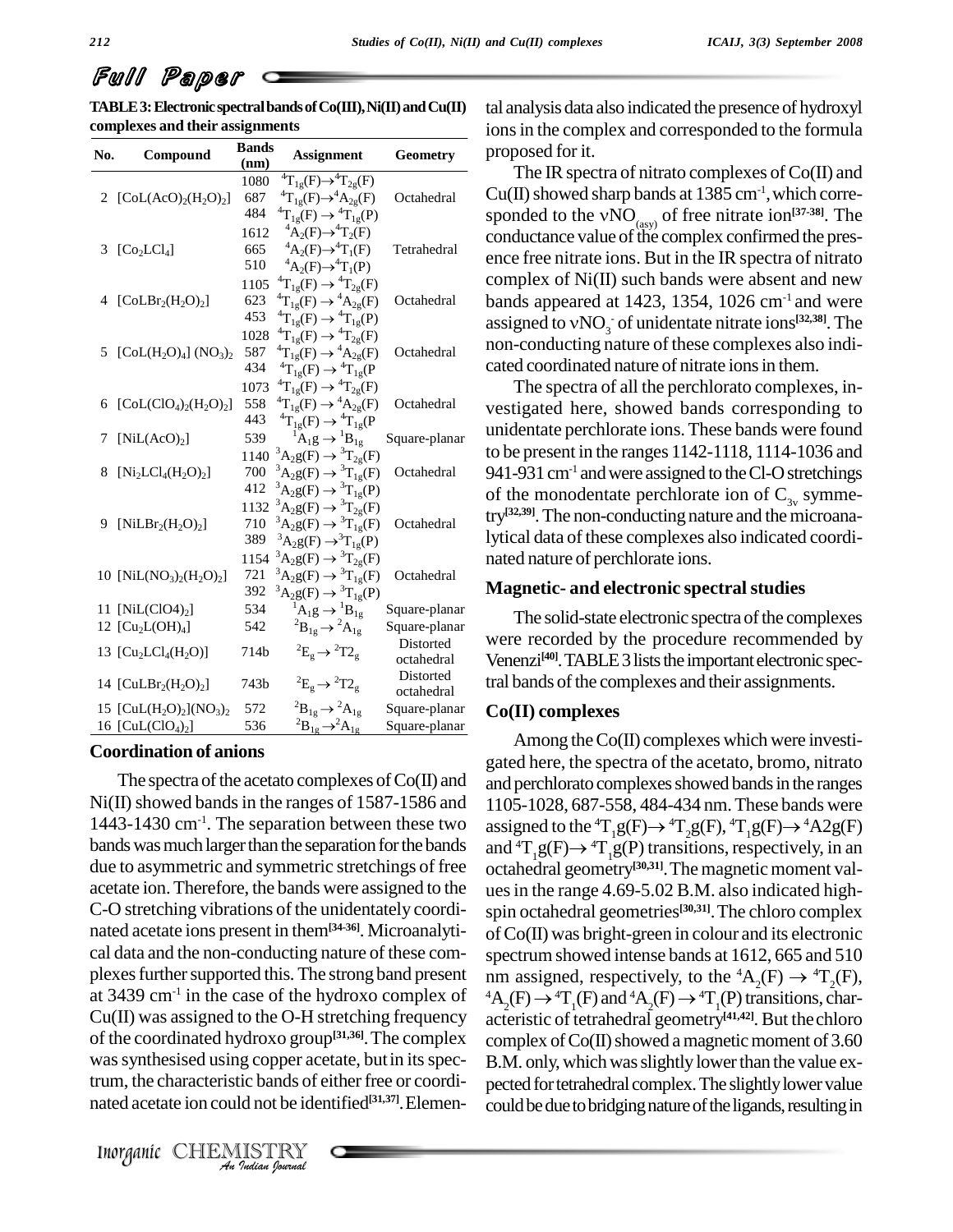**TABLE 3: Electronic spectral bands of Co(III), Ni(II) and Cu(II) complexes and their assignments**

| No. | Compound | Bands (nm) | Assignment | Geometry |
|---|---|---|---|---|
| 2 | $[CoL(AcO)_2(H_2O)_2]$ | 1080<br>687<br>484 | $^4T_{1g}(F)\rightarrow{}^4T_{2g}(F)$<br>$^4T_{1g}(F)\rightarrow{}^4A_{2g}(F)$<br>$^4T_{1g}(F)\rightarrow{}^4T_{1g}(P)$ | Octahedral |
| 3 | $[Co_2LCl_4]$ | 1612<br>665<br>510 | $^4A_2(F)\rightarrow{}^4T_2(F)$<br>$^4A_2(F)\rightarrow{}^4T_1(F)$<br>$^4A_2(F)\rightarrow{}^4T_1(P)$ | Tetrahedral |
| 4 | $[CoLBr_2(H_2O)_2]$ | 1105<br>623<br>453 | $^4T_{1g}(F)\rightarrow{}^4T_{2g}(F)$<br>$^4T_{1g}(F)\rightarrow{}^4A_{2g}(F)$<br>$^4T_{1g}(F)\rightarrow{}^4T_{1g}(P)$ | Octahedral |
| 5 | $[CoL(H_2O)_4](NO_3)_2$ | 1028<br>587<br>434 | $^4T_{1g}(F)\rightarrow{}^4T_{2g}(F)$<br>$^4T_{1g}(F)\rightarrow{}^4A_{2g}(F)$<br>$^4T_{1g}(F)\rightarrow{}^4T_{1g}(P$ | Octahedral |
| 6 | $[CoL(ClO_4)_2(H_2O)_2]$ | 1073<br>558<br>443 | $^4T_{1g}(F)\rightarrow{}^4T_{2g}(F)$<br>$^4T_{1g}(F)\rightarrow{}^4A_{2g}(F)$<br>$^4T_{1g}(F)\rightarrow{}^4T_{1g}(P$ | Octahedral |
| 7 | $[NiL(AcO)_2]$ | 539 | $^1A_1g\rightarrow{}^1B_{1g}$ | Square-planar |
| 8 | $[Ni_2LCl_4(H_2O)_2]$ | 1140<br>700<br>412 | $^3A_2g(F)\rightarrow{}^3T_{2g}(F)$<br>$^3A_2g(F)\rightarrow{}^3T_{1g}(F)$<br>$^3A_2g(F)\rightarrow{}^3T_{1g}(P)$ | Octahedral |
| 9 | $[NiLBr_2(H_2O)_2]$ | 1132<br>710<br>389 | $^3A_2g(F)\rightarrow{}^3T_{2g}(F)$<br>$^3A_2g(F)\rightarrow{}^3T_{1g}(F)$<br>$^3A_2g(F)\rightarrow{}^3T_{1g}(P)$ | Octahedral |
| 10 | $[NiL(NO_3)_2(H_2O)_2]$ | 1154<br>721<br>392 | $^3A_2g(F)\rightarrow{}^3T_{2g}(F)$<br>$^3A_2g(F)\rightarrow{}^3T_{1g}(F)$<br>$^3A_2g(F)\rightarrow{}^3T_{1g}(P)$ | Octahedral |
| 11 | $[NiL(ClO4)_2]$ | 534 | $^1A_1g\rightarrow{}^1B_{1g}$ | Square-planar |
| 12 | $[Cu_2L(OH)_4]$ | 542 | $^2B_{1g}\rightarrow{}^2A_{1g}$ | Square-planar |
| 13 | $[Cu_2LCl_4(H_2O)]$ | 714b | $^2E_g\rightarrow{}^2T2_g$ | Distorted octahedral |
| 14 | $[CuLBr_2(H_2O)_2]$ | 743b | $^2E_g\rightarrow{}^2T2_g$ | Distorted octahedral |
| 15 | $[CuL(H_2O)_2](NO_3)_2$ | 572 | $^2B_{1g}\rightarrow{}^2A_{1g}$ | Square-planar |
| 16 | $[CuL(ClO_4)_2]$ | 536 | $^2B_{1g}\rightarrow{}^2A_{1g}$ | Square-planar |

## Coordination of anions

The spectra of the acetato complexes of Co(II) and Ni(II) showed bands in the ranges of 1587-1586 and 1443-1430 $cm^{-1}$. The separation between these two bands was much larger than the separation for the bands due to asymmetric and symmetric stretchings of free acetate ion. Therefore, the bands were assigned to the C-O stretching vibrations of the unidentately coordinated acetate ions present in them[34-36]. Microanalytical data and the non-conducting nature of these complexes further supported this. The strong band present at 3439 $cm^{-1}$ in the case of the hydroxo complex of Cu(II) was assigned to the O-H stretching frequency of the coordinated hydroxo group[31,36]. The complex was synthesised using copper acetate, but in its spectrum, the characteristic bands of either free or coordinated acetate ion could not be identified[31,37]. Elemental analysis data also indicated the presence of hydroxyl ions in the complex and corresponded to the formula proposed for it.

The IR spectra of nitrato complexes of Co(II) and Cu(II) showed sharp bands at 1385 $cm^{-1}$, which corresponded to the $\nu NO_{(asy)}$ of free nitrate ion[37-38]. The conductance value of the complex confirmed the presence free nitrate ions. But in the IR spectra of nitrato complex of Ni(II) such bands were absent and new bands appeared at 1423, 1354, 1026 $cm^{-1}$ and were assigned to $\nu NO_3^-$ of unidentate nitrate ions[32,38]. The non-conducting nature of these complexes also indicated coordinated nature of nitrate ions in them.

The spectra of all the perchlorato complexes, investigated here, showed bands corresponding to unidentate perchlorate ions. These bands were found to be present in the ranges 1142-1118, 1114-1036 and 941-931 $cm^{-1}$ and were assigned to the Cl-O stretchings of the monodentate perchlorate ion of $C_{3v}$ symmetry[32,39]. The non-conducting nature and the microanalytical data of these complexes also indicated coordinated nature of perchlorate ions.

## Magnetic- and electronic spectral studies

The solid-state electronic spectra of the complexes were recorded by the procedure recommended by Venenzi[40]. TABLE 3 lists the important electronic spectral bands of the complexes and their assignments.

## Co(II) complexes

Among the Co(II) complexes which were investigated here, the spectra of the acetato, bromo, nitrato and perchlorato complexes showed bands in the ranges 1105-1028, 687-558, 484-434 nm. These bands were assigned to the $^4T_1g(F)\rightarrow{}^4T_2g(F)$, $^4T_1g(F)\rightarrow{}^4A2g(F)$ and $^4T_1g(F)\rightarrow{}^4T_1g(P)$ transitions, respectively, in an octahedral geometry[30,31]. The magnetic moment values in the range 4.69-5.02 B.M. also indicated high-spin octahedral geometries[30,31]. The chloro complex of Co(II) was bright-green in colour and its electronic spectrum showed intense bands at 1612, 665 and 510 nm assigned, respectively, to the $^4A_2(F)\rightarrow{}^4T_2(F)$, $^4A_2(F)\rightarrow{}^4T_1(F)$ and $^4A_2(F)\rightarrow{}^4T_1(P)$ transitions, characteristic of tetrahedral geometry[41,42]. But the chloro complex of Co(II) showed a magnetic moment of 3.60 B.M. only, which was slightly lower than the value expected for tetrahedral complex. The slightly lower value could be due to bridging nature of the ligands, resulting in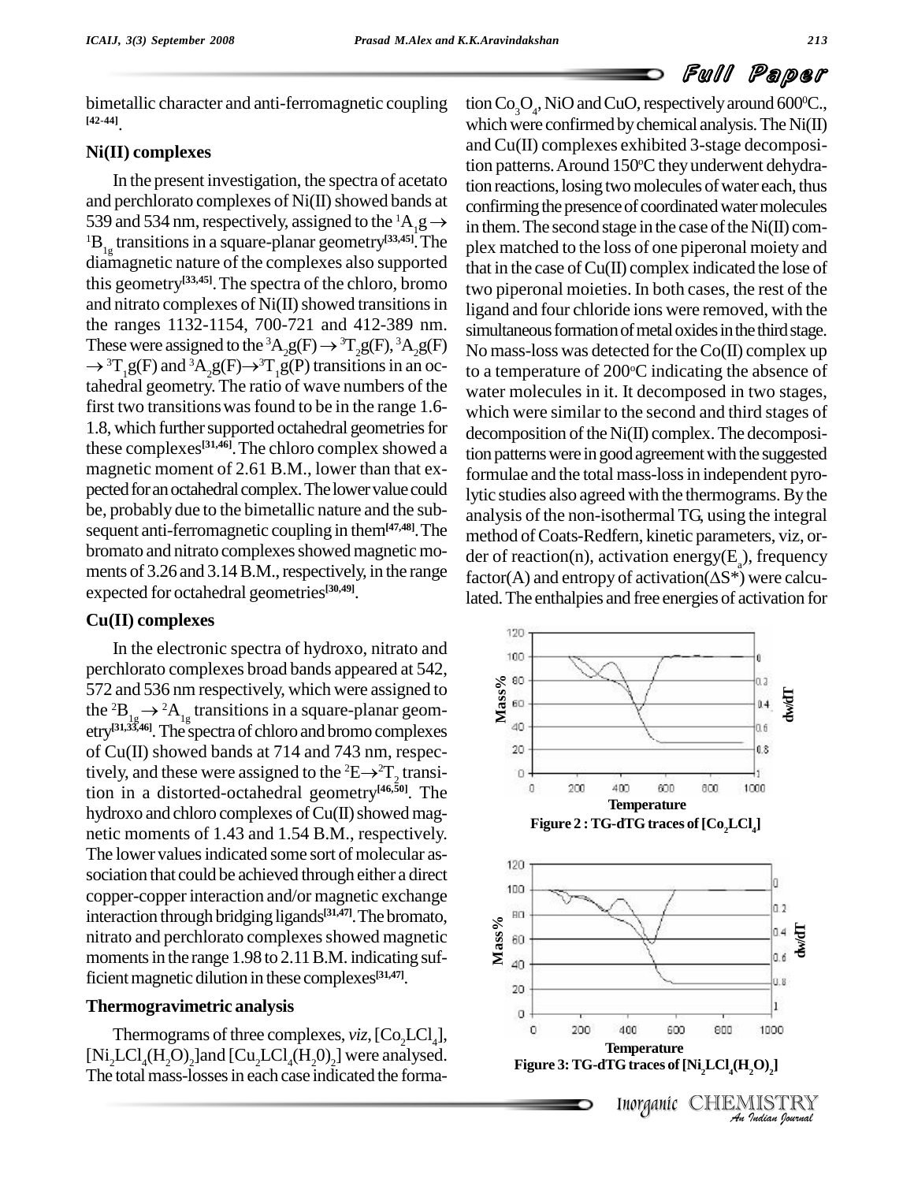bimetallic character and anti-ferromagnetic coupling [42-44].

### Ni(II) complexes

In the present investigation, the spectra of acetato and perchlorato complexes of Ni(II) showed bands at 539 and 534 nm, respectively, assigned to the $^1A_1g \rightarrow {}^1B_{1g}$ transitions in a square-planar geometry[33,45]. The diamagnetic nature of the complexes also supported this geometry[33,45]. The spectra of the chloro, bromo and nitrato complexes of Ni(II) showed transitions in the ranges 1132-1154, 700-721 and 412-389 nm. These were assigned to the $^3A_2g(F) \rightarrow {}^3T_2g(F)$, $^3A_2g(F) \rightarrow {}^3T_1g(F)$ and $^3A_2g(F) \rightarrow {}^3T_1g(P)$ transitions in an octahedral geometry. The ratio of wave numbers of the first two transitions was found to be in the range 1.6-1.8, which further supported octahedral geometries for these complexes[31,46]. The chloro complex showed a magnetic moment of 2.61 B.M., lower than that expected for an octahedral complex. The lower value could be, probably due to the bimetallic nature and the subsequent anti-ferromagnetic coupling in them[47,48]. The bromato and nitrato complexes showed magnetic moments of 3.26 and 3.14 B.M., respectively, in the range expected for octahedral geometries[30,49].

### Cu(II) complexes

In the electronic spectra of hydroxo, nitrato and perchlorato complexes broad bands appeared at 542, 572 and 536 nm respectively, which were assigned to the $^2B_{1g} \rightarrow {}^2A_{1g}$ transitions in a square-planar geometry[31,33,46]. The spectra of chloro and bromo complexes of Cu(II) showed bands at 714 and 743 nm, respectively, and these were assigned to the $^2E \rightarrow {}^2T_2$ transition in a distorted-octahedral geometry[46,50]. The hydroxo and chloro complexes of Cu(II) showed magnetic moments of 1.43 and 1.54 B.M., respectively. The lower values indicated some sort of molecular association that could be achieved through either a direct copper-copper interaction and/or magnetic exchange interaction through bridging ligands[31,47]. The bromato, nitrato and perchlorato complexes showed magnetic moments in the range 1.98 to 2.11 B.M. indicating sufficient magnetic dilution in these complexes[31,47].

### Thermogravimetric analysis

Thermograms of three complexes, *viz*, $[Co_2LCl_4]$, $[Ni_2LCl_4(H_2O)_2]$ and $[Cu_2LCl_4(H_20)_2]$ were analysed. The total mass-losses in each case indicated the formation $Co_3O_4$, NiO and CuO, respectively around 600$^0$C., which were confirmed by chemical analysis. The Ni(II) and Cu(II) complexes exhibited 3-stage decomposition patterns. Around 150$^o$C they underwent dehydration reactions, losing two molecules of water each, thus confirming the presence of coordinated water molecules in them. The second stage in the case of the Ni(II) complex matched to the loss of one piperonal moiety and that in the case of Cu(II) complex indicated the lose of two piperonal moieties. In both cases, the rest of the ligand and four chloride ions were removed, with the simultaneous formation of metal oxides in the third stage. No mass-loss was detected for the Co(II) complex up to a temperature of 200$^o$C indicating the absence of water molecules in it. It decomposed in two stages, which were similar to the second and third stages of decomposition of the Ni(II) complex. The decomposition patterns were in good agreement with the suggested formulae and the total mass-loss in independent pyrolytic studies also agreed with the thermograms. By the analysis of the non-isothermal TG, using the integral method of Coats-Redfern, kinetic parameters, viz, order of reaction(n), activation energy($E_a$), frequency factor(A) and entropy of activation($\Delta S^*$) were calculated. The enthalpies and free energies of activation for

Figure 2 : TG-dTG traces of $[Co_2LCl_4]$

Figure 3: TG-dTG traces of $[Ni_2LCl_4(H_2O)_2]$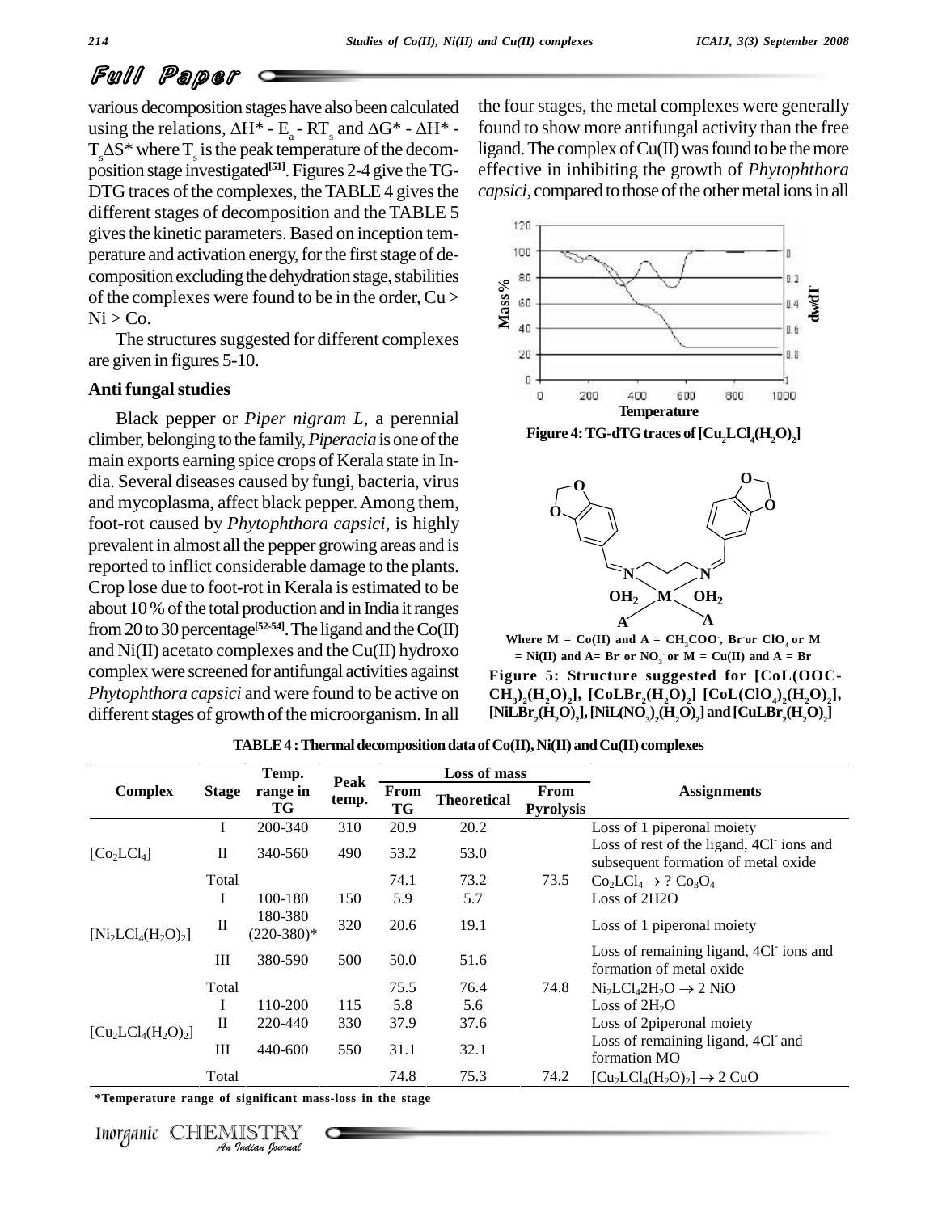## Full Paper

various decomposition stages have also been calculated using the relations, $\Delta H^* - E_a - RT_s$ and $\Delta G^* - \Delta H^* - T_s\Delta S^*$ where $T_s$ is the peak temperature of the decomposition stage investigated[51]. Figures 2-4 give the TG-DTG traces of the complexes, the TABLE 4 gives the different stages of decomposition and the TABLE 5 gives the kinetic parameters. Based on inception temperature and activation energy, for the first stage of decomposition excluding the dehydration stage, stabilities of the complexes were found to be in the order, Cu > Ni > Co.

The structures suggested for different complexes are given in figures 5-10.

### Anti fungal studies

Black pepper or *Piper nigram L*, a perennial climber, belonging to the family, *Piperacia* is one of the main exports earning spice crops of Kerala state in India. Several diseases caused by fungi, bacteria, virus and mycoplasma, affect black pepper. Among them, foot-rot caused by *Phytophthora capsici*, is highly prevalent in almost all the pepper growing areas and is reported to inflict considerable damage to the plants. Crop lose due to foot-rot in Kerala is estimated to be about 10 % of the total production and in India it ranges from 20 to 30 percentage[52-54]. The ligand and the Co(II) and Ni(II) acetato complexes and the Cu(II) hydroxo complex were screened for antifungal activities against *Phytophthora capsici* and were found to be active on different stages of growth of the microorganism. In all the four stages, the metal complexes were generally found to show more antifungal activity than the free ligand. The complex of Cu(II) was found to be the more effective in inhibiting the growth of *Phytophthora capsici*, compared to those of the other metal ions in all

Figure 4: TG-dTG traces of $[Cu_2LCl_4(H_2O)_2]$

Where M = Co(II) and A = $CH_3COO^-$, $Br^-$ or $ClO_4$ or M = Ni(II) and A = $Br^-$ or $NO_3^-$ or M = Cu(II) and A = $Br^-$

Figure 5: Structure suggested for $[CoL(OOCCH_3)_2(H_2O)_2]$, $[CoLBr_2(H_2O)_2]$ $[CoL(ClO_4)_2(H_2O)_2]$, $[NiLBr_2(H_2O)_2]$, $[NiL(NO_3)_2(H_2O)_2]$ and $[CuLBr_2(H_2O)_2]$

TABLE 4 : Thermal decomposition data of Co(II), Ni(II) and Cu(II) complexes

| Complex | Stage | Temp. range in TG | Peak temp. | Loss of mass | | | Assignments |
|---|---|---|---|---|---|---|---|
| | | | | From TG | Theoretical | From Pyrolysis | |
| $[Co_2LCl_4]$ | I | 200-340 | 310 | 20.9 | 20.2 | | Loss of 1 piperonal moiety |
| | II | 340-560 | 490 | 53.2 | 53.0 | | Loss of rest of the ligand, 4$Cl^-$ ions and subsequent formation of metal oxide |
| | Total | | | 74.1 | 73.2 | 73.5 | $Co_2LCl_4 \rightarrow$ ? $Co_3O_4$ |
| $[Ni_2LCl_4(H_2O)_2]$ | I | 100-180 | 150 | 5.9 | 5.7 | | Loss of 2H2O |
| | II | 180-380 (220-380)* | 320 | 20.6 | 19.1 | | Loss of 1 piperonal moiety |
| | III | 380-590 | 500 | 50.0 | 51.6 | | Loss of remaining ligand, 4$Cl^-$ ions and formation of metal oxide |
| | Total | | | 75.5 | 76.4 | 74.8 | $Ni_2LCl_42H_2O \rightarrow 2$ NiO |
| $[Cu_2LCl_4(H_2O)_2]$ | I | 110-200 | 115 | 5.8 | 5.6 | | Loss of $2H_2O$ |
| | II | 220-440 | 330 | 37.9 | 37.6 | | Loss of 2piperonal moiety |
| | III | 440-600 | 550 | 31.1 | 32.1 | | Loss of remaining ligand, 4$Cl^-$ and formation MO |
| | Total | | | 74.8 | 75.3 | 74.2 | $[Cu_2LCl_4(H_2O)_2] \rightarrow 2$ CuO |

*Temperature range of significant mass-loss in the stage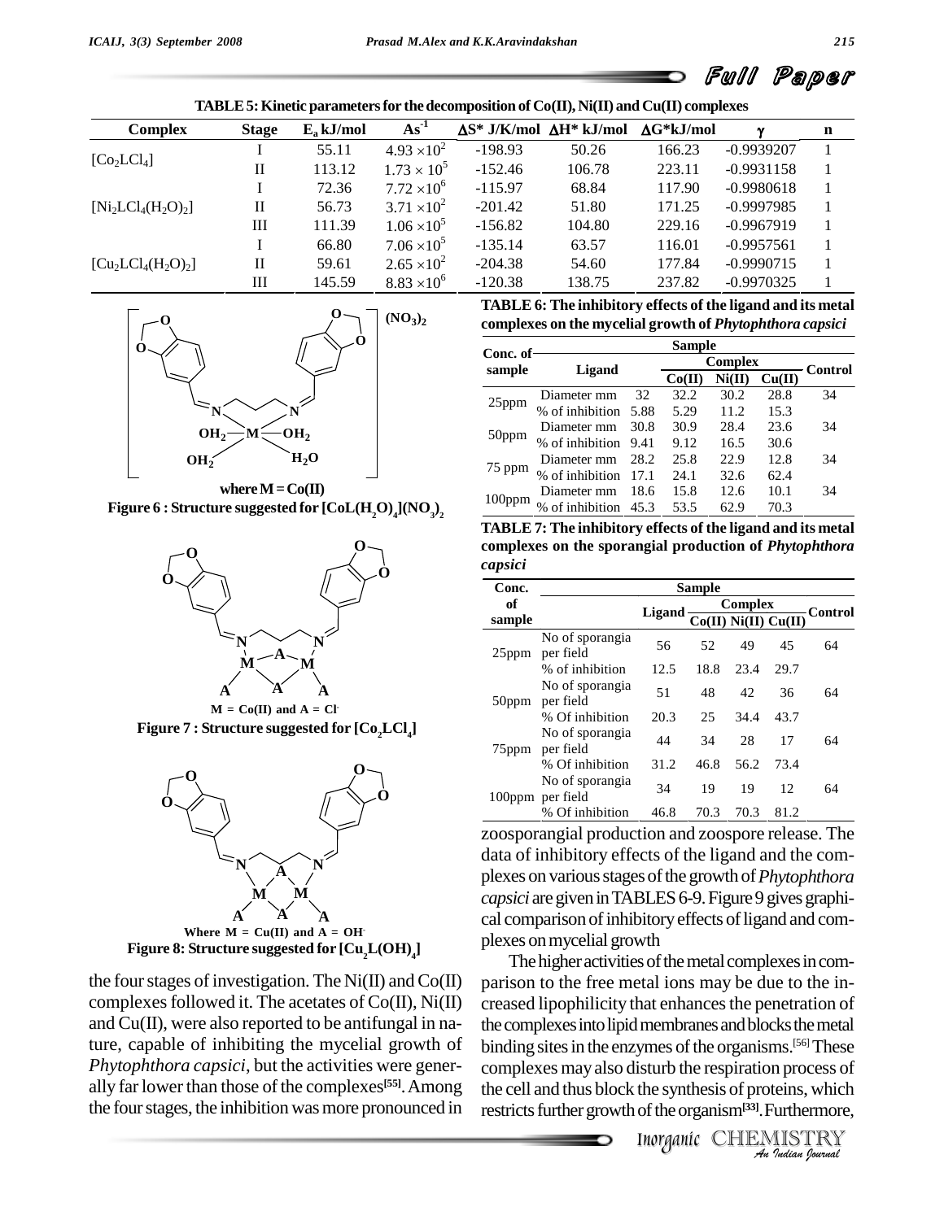**TABLE 5: Kinetic parameters for the decomposition of Co(II), Ni(II) and Cu(II) complexes**

| Complex | Stage | $E_a$ kJ/mol | $As^{-1}$ | $\Delta S^*$ J/K/mol | $\Delta H^*$ kJ/mol | $\Delta G^*$kJ/mol | $\gamma$ | n |
|---|---|---|---|---|---|---|---|---|
| $[Co_2LCl_4]$ | I | 55.11 | $4.93 \times 10^2$ | -198.93 | 50.26 | 166.23 | -0.9939207 | 1 |
| | II | 113.12 | $1.73 \times 10^5$ | -152.46 | 106.78 | 223.11 | -0.9931158 | 1 |
| $[Ni_2LCl_4(H_2O)_2]$ | I | 72.36 | $7.72 \times 10^6$ | -115.97 | 68.84 | 117.90 | -0.9980618 | 1 |
| | II | 56.73 | $3.71 \times 10^2$ | -201.42 | 51.80 | 171.25 | -0.9997985 | 1 |
| | III | 111.39 | $1.06 \times 10^5$ | -156.82 | 104.80 | 229.16 | -0.9967919 | 1 |
| $[Cu_2LCl_4(H_2O)_2]$ | I | 66.80 | $7.06 \times 10^5$ | -135.14 | 63.57 | 116.01 | -0.9957561 | 1 |
| | II | 59.61 | $2.65 \times 10^2$ | -204.38 | 54.60 | 177.84 | -0.9990715 | 1 |
| | III | 145.59 | $8.83 \times 10^6$ | -120.38 | 138.75 | 237.82 | -0.9970325 | 1 |

where M = Co(II)

Figure 6 : Structure suggested for $[CoL(H_2O)_4](NO_3)_2$

M = Co(II) and A = $Cl^-$

Figure 7 : Structure suggested for $[Co_2LCl_4]$

Where M = Cu(II) and A = $OH^-$

Figure 8: Structure suggested for $[Cu_2L(OH)_4]$

the four stages of investigation. The Ni(II) and Co(II) complexes followed it. The acetates of Co(II), Ni(II) and Cu(II), were also reported to be antifungal in nature, capable of inhibiting the mycelial growth of *Phytophthora capsici*, but the activities were generally far lower than those of the complexes[55]. Among the four stages, the inhibition was more pronounced in

**TABLE 6: The inhibitory effects of the ligand and its metal complexes on the mycelial growth of *Phytophthora capsici***

| Conc. of sample | | Ligand | Complex Co(II) | Complex Ni(II) | Complex Cu(II) | Control |
|---|---|---|---|---|---|---|
| 25ppm | Diameter mm | 32 | 32.2 | 30.2 | 28.8 | 34 |
| | % of inhibition | 5.88 | 5.29 | 11.2 | 15.3 | |
| 50ppm | Diameter mm | 30.8 | 30.9 | 28.4 | 23.6 | 34 |
| | % of inhibition | 9.41 | 9.12 | 16.5 | 30.6 | |
| 75 ppm | Diameter mm | 28.2 | 25.8 | 22.9 | 12.8 | 34 |
| | % of inhibition | 17.1 | 24.1 | 32.6 | 62.4 | |
| 100ppm | Diameter mm | 18.6 | 15.8 | 12.6 | 10.1 | 34 |
| | % of inhibition | 45.3 | 53.5 | 62.9 | 70.3 | |

**TABLE 7: The inhibitory effects of the ligand and its metal complexes on the sporangial production of *Phytophthora capsici***

| Conc. of sample | | Ligand | Complex Co(II) | Complex Ni(II) | Complex Cu(II) | Control |
|---|---|---|---|---|---|---|
| 25ppm | No of sporangia per field | 56 | 52 | 49 | 45 | 64 |
| | % of inhibition | 12.5 | 18.8 | 23.4 | 29.7 | |
| 50ppm | No of sporangia per field | 51 | 48 | 42 | 36 | 64 |
| | % Of inhibition | 20.3 | 25 | 34.4 | 43.7 | |
| 75ppm | No of sporangia per field | 44 | 34 | 28 | 17 | 64 |
| | % Of inhibition | 31.2 | 46.8 | 56.2 | 73.4 | |
| 100ppm | No of sporangia per field | 34 | 19 | 19 | 12 | 64 |
| | % Of inhibition | 46.8 | 70.3 | 70.3 | 81.2 | |

zoosporangial production and zoospore release. The data of inhibitory effects of the ligand and the complexes on various stages of the growth of *Phytophthora capsici* are given in TABLES 6-9. Figure 9 gives graphical comparison of inhibitory effects of ligand and complexes on mycelial growth

The higher activities of the metal complexes in comparison to the free metal ions may be due to the increased lipophilicity that enhances the penetration of the complexes into lipid membranes and blocks the metal binding sites in the enzymes of the organisms.[56] These complexes may also disturb the respiration process of the cell and thus block the synthesis of proteins, which restricts further growth of the organism[33]. Furthermore,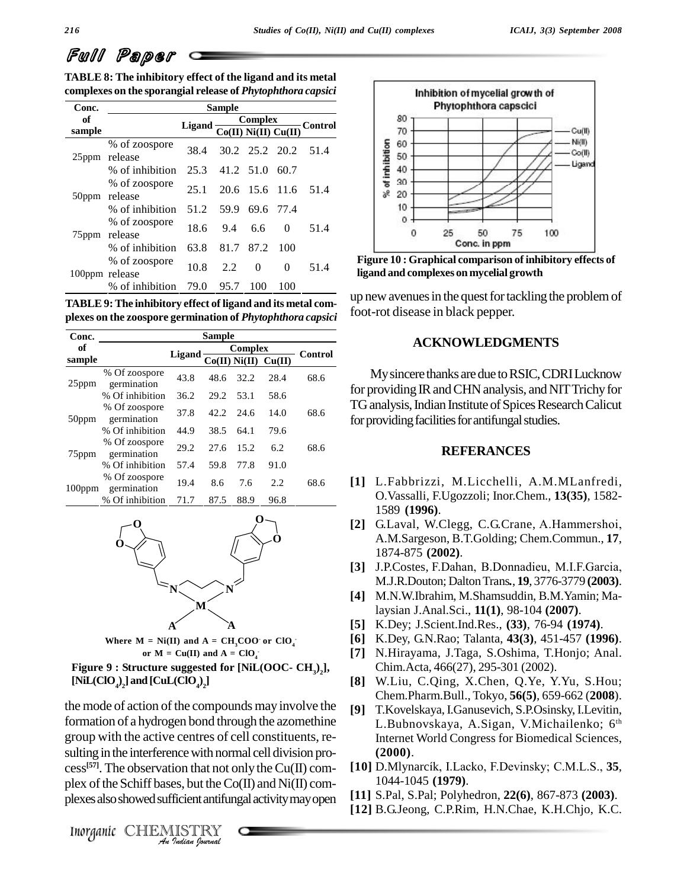**TABLE 8: The inhibitory effect of the ligand and its metal complexes on the sporangial release of *Phytophthora capsici***

| Conc. of sample | | Sample | | | | |
|---|---|---|---|---|---|---|
| | | Ligand | Complex | | | Control |
| | | | Co(II) | Ni(II) | Cu(II) | |
| 25ppm | % of zoospore release | 38.4 | 30.2 | 25.2 | 20.2 | 51.4 |
| | % of inhibition | 25.3 | 41.2 | 51.0 | 60.7 | |
| 50ppm | % of zoospore release | 25.1 | 20.6 | 15.6 | 11.6 | 51.4 |
| | % of inhibition | 51.2 | 59.9 | 69.6 | 77.4 | |
| 75ppm | % of zoospore release | 18.6 | 9.4 | 6.6 | 0 | 51.4 |
| | % of inhibition | 63.8 | 81.7 | 87.2 | 100 | |
| 100ppm | % of zoospore release | 10.8 | 2.2 | 0 | 0 | 51.4 |
| | % of inhibition | 79.0 | 95.7 | 100 | 100 | |

**TABLE 9: The inhibitory effect of ligand and its metal complexes on the zoospore germination of *Phytophthora capsici***

| Conc. of sample | | Sample | | | | |
|---|---|---|---|---|---|---|
| | | Ligand | Complex | | | Control |
| | | | Co(II) | Ni(II) | Cu(II) | |
| 25ppm | % Of zoospore germination | 43.8 | 48.6 | 32.2 | 28.4 | 68.6 |
| | % Of inhibition | 36.2 | 29.2 | 53.1 | 58.6 | |
| 50ppm | % Of zoospore germination | 37.8 | 42.2 | 24.6 | 14.0 | 68.6 |
| | % Of inhibition | 44.9 | 38.5 | 64.1 | 79.6 | |
| 75ppm | % Of zoospore germination | 29.2 | 27.6 | 15.2 | 6.2 | 68.6 |
| | % Of inhibition | 57.4 | 59.8 | 77.8 | 91.0 | |
| 100ppm | % Of zoospore germination | 19.4 | 8.6 | 7.6 | 2.2 | 68.6 |
| | % Of inhibition | 71.7 | 87.5 | 88.9 | 96.8 | |

Where M = Ni(II) and A = $CH_3COO^-$ or $ClO_4^-$
or M = Cu(II) and A = $ClO_4^-$

**Figure 9 : Structure suggested for [NiL(OOC- $CH_3$)$_2$], [NiL($ClO_4$)$_2$] and [CuL($ClO_4$)$_2$]**

the mode of action of the compounds may involve the formation of a hydrogen bond through the azomethine group with the active centres of cell constituents, resulting in the interference with normal cell division process[57]. The observation that not only the Cu(II) complex of the Schiff bases, but the Co(II) and Ni(II) complexes also showed sufficient antifungal activity may open up new avenues in the quest for tackling the problem of foot-rot disease in black pepper.

**Figure 10 : Graphical comparison of inhibitory effects of ligand and complexes on mycelial growth**

## ACKNOWLEDGMENTS

My sincere thanks are due to RSIC, CDRI Lucknow for providing IR and CHN analysis, and NIT Trichy for TG analysis, Indian Institute of Spices Research Calicut for providing facilities for antifungal studies.

## REFERANCES

[1] L.Fabbrizzi, M.Licchelli, A.M.MLanfredi, O.Vassalli, F.Ugozzoli; Inor.Chem., **13(35)**, 1582-1589 **(1996)**.

[2] G.Laval, W.Clegg, C.G.Crane, A.Hammershoi, A.M.Sargeson, B.T.Golding; Chem.Commun., **17**, 1874-875 **(2002)**.

[3] J.P.Costes, F.Dahan, B.Donnadieu, M.I.F.Garcia, M.J.R.Douton; Dalton Trans., **19**, 3776-3779 **(2003)**.

[4] M.N.W.Ibrahim, M.Shamsuddin, B.M.Yamin; Malaysian J.Anal.Sci., **11(1)**, 98-104 **(2007)**.

[5] K.Dey; J.Scient.Ind.Res., **(33)**, 76-94 **(1974)**.

[6] K.Dey, G.N.Rao; Talanta, **43(3)**, 451-457 **(1996)**.

[7] N.Hirayama, J.Taga, S.Oshima, T.Honjo; Anal. Chim.Acta, 466(27), 295-301 (2002).

[8] W.Liu, C.Qing, X.Chen, Q.Ye, Y.Yu, S.Hou; Chem.Pharm.Bull., Tokyo, **56(5)**, 659-662 (**2008**).

[9] T.Kovelskaya, I.Ganusevich, S.P.Osinsky, I.Levitin, L.Bubnovskaya, A.Sigan, V.Michailenko; 6th Internet World Congress for Biomedical Sciences, **(2000)**.

[10] D.Mlynarcík, I.Lacko, F.Devinsky; C.M.L.S., **35**, 1044-1045 **(1979)**.

[11] S.Pal, S.Pal; Polyhedron, **22(6)**, 867-873 **(2003)**.

[12] B.G.Jeong, C.P.Rim, H.N.Chae, K.H.Chjo, K.C.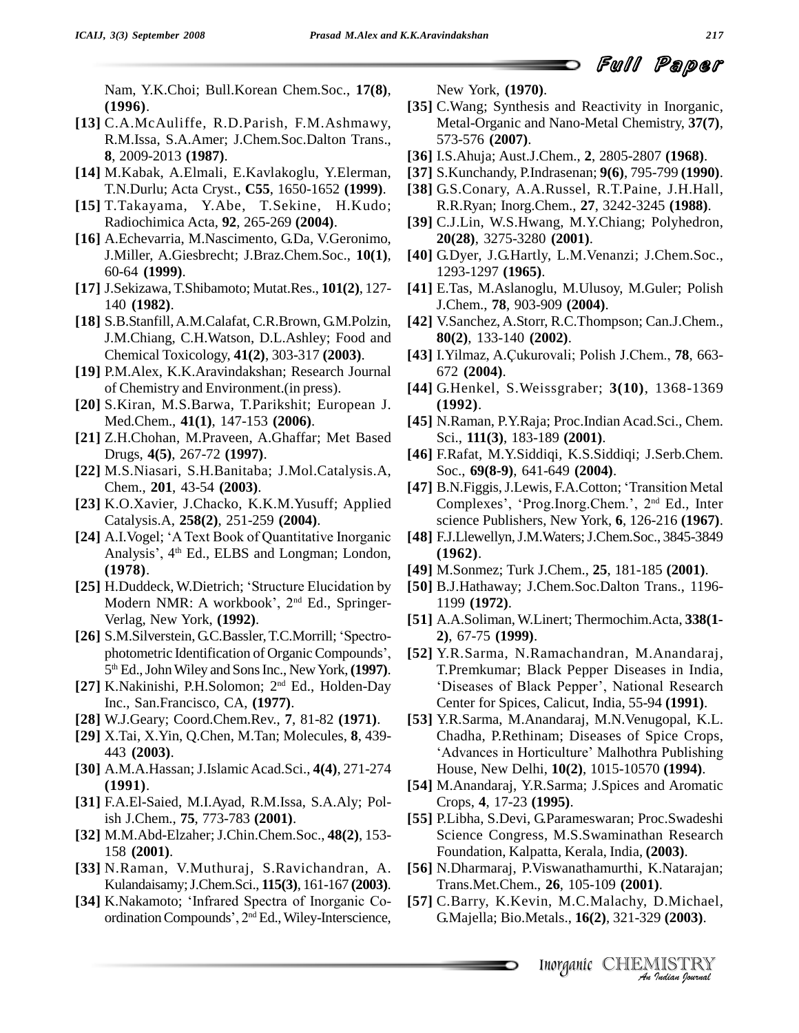Nam, Y.K.Choi; Bull.Korean Chem.Soc., **17(8)**, **(1996)**.

**[13]** C.A.McAuliffe, R.D.Parish, F.M.Ashmawy, R.M.Issa, S.A.Amer; J.Chem.Soc.Dalton Trans., **8**, 2009-2013 **(1987)**.

**[14]** M.Kabak, A.Elmali, E.Kavlakoglu, Y.Elerman, T.N.Durlu; Acta Cryst., **C55**, 1650-1652 **(1999)**.

**[15]** T.Takayama, Y.Abe, T.Sekine, H.Kudo; Radiochimica Acta, **92**, 265-269 **(2004)**.

**[16]** A.Echevarria, M.Nascimento, G.Da, V.Geronimo, J.Miller, A.Giesbrecht; J.Braz.Chem.Soc., **10(1)**, 60-64 **(1999)**.

**[17]** J.Sekizawa, T.Shibamoto; Mutat.Res., **101(2)**, 127-140 **(1982)**.

**[18]** S.B.Stanfill, A.M.Calafat, C.R.Brown, G.M.Polzin, J.M.Chiang, C.H.Watson, D.L.Ashley; Food and Chemical Toxicology, **41(2)**, 303-317 **(2003)**.

**[19]** P.M.Alex, K.K.Aravindakshan; Research Journal of Chemistry and Environment.(in press).

**[20]** S.Kiran, M.S.Barwa, T.Parikshit; European J. Med.Chem., **41(1)**, 147-153 **(2006)**.

**[21]** Z.H.Chohan, M.Praveen, A.Ghaffar; Met Based Drugs, **4(5)**, 267-72 **(1997)**.

**[22]** M.S.Niasari, S.H.Banitaba; J.Mol.Catalysis.A, Chem., **201**, 43-54 **(2003)**.

**[23]** K.O.Xavier, J.Chacko, K.K.M.Yusuff; Applied Catalysis.A, **258(2)**, 251-259 **(2004)**.

**[24]** A.I.Vogel; 'A Text Book of Quantitative Inorganic Analysis', 4th Ed., ELBS and Longman; London, **(1978)**.

**[25]** H.Duddeck, W.Dietrich; 'Structure Elucidation by Modern NMR: A workbook', 2nd Ed., Springer-Verlag, New York, **(1992)**.

**[26]** S.M.Silverstein, G.C.Bassler, T.C.Morrill; 'Spectrophotometric Identification of Organic Compounds', 5th Ed., John Wiley and Sons Inc., New York, **(1997)**.

**[27]** K.Nakinishi, P.H.Solomon; 2nd Ed., Holden-Day Inc., San.Francisco, CA, **(1977)**.

**[28]** W.J.Geary; Coord.Chem.Rev., **7**, 81-82 **(1971)**.

**[29]** X.Tai, X.Yin, Q.Chen, M.Tan; Molecules, **8**, 439-443 **(2003)**.

**[30]** A.M.A.Hassan; J.Islamic Acad.Sci., **4(4)**, 271-274 **(1991)**.

**[31]** F.A.El-Saied, M.I.Ayad, R.M.Issa, S.A.Aly; Polish J.Chem., **75**, 773-783 **(2001)**.

**[32]** M.M.Abd-Elzaher; J.Chin.Chem.Soc., **48(2)**, 153-158 **(2001)**.

**[33]** N.Raman, V.Muthuraj, S.Ravichandran, A. Kulandaisamy; J.Chem.Sci., **115(3)**, 161-167 **(2003)**.

**[34]** K.Nakamoto; 'Infrared Spectra of Inorganic Coordination Compounds', 2nd Ed., Wiley-Interscience, New York, **(1970)**.

**[35]** C.Wang; Synthesis and Reactivity in Inorganic, Metal-Organic and Nano-Metal Chemistry, **37(7)**, 573-576 **(2007)**.

**[36]** I.S.Ahuja; Aust.J.Chem., **2**, 2805-2807 **(1968)**.

**[37]** S.Kunchandy, P.Indrasenan; **9(6)**, 795-799 **(1990)**.

**[38]** G.S.Conary, A.A.Russel, R.T.Paine, J.H.Hall, R.R.Ryan; Inorg.Chem., **27**, 3242-3245 **(1988)**.

**[39]** C.J.Lin, W.S.Hwang, M.Y.Chiang; Polyhedron, **20(28)**, 3275-3280 **(2001)**.

**[40]** G.Dyer, J.G.Hartly, L.M.Venanzi; J.Chem.Soc., 1293-1297 **(1965)**.

**[41]** E.Tas, M.Aslanoglu, M.Ulusoy, M.Guler; Polish J.Chem., **78**, 903-909 **(2004)**.

**[42]** V.Sanchez, A.Storr, R.C.Thompson; Can.J.Chem., **80(2)**, 133-140 **(2002)**.

**[43]** I.Yilmaz, A.Çukurovali; Polish J.Chem., **78**, 663-672 **(2004)**.

**[44]** G.Henkel, S.Weissgraber; **3(10)**, 1368-1369 **(1992)**.

**[45]** N.Raman, P.Y.Raja; Proc.Indian Acad.Sci., Chem. Sci., **111(3)**, 183-189 **(2001)**.

**[46]** F.Rafat, M.Y.Siddiqi, K.S.Siddiqi; J.Serb.Chem. Soc., **69(8-9)**, 641-649 **(2004)**.

**[47]** B.N.Figgis, J.Lewis, F.A.Cotton; 'Transition Metal Complexes', 'Prog.Inorg.Chem.', 2nd Ed., Inter science Publishers, New York, **6**, 126-216 **(1967)**.

**[48]** F.J.Llewellyn, J.M.Waters; J.Chem.Soc., 3845-3849 **(1962)**.

**[49]** M.Sonmez; Turk J.Chem., **25**, 181-185 **(2001)**.

**[50]** B.J.Hathaway; J.Chem.Soc.Dalton Trans., 1196-1199 **(1972)**.

**[51]** A.A.Soliman, W.Linert; Thermochim.Acta, **338(1-2)**, 67-75 **(1999)**.

**[52]** Y.R.Sarma, N.Ramachandran, M.Anandaraj, T.Premkumar; Black Pepper Diseases in India, 'Diseases of Black Pepper', National Research Center for Spices, Calicut, India, 55-94 **(1991)**.

**[53]** Y.R.Sarma, M.Anandaraj, M.N.Venugopal, K.L. Chadha, P.Rethinam; Diseases of Spice Crops, 'Advances in Horticulture' Malhothra Publishing House, New Delhi, **10(2)**, 1015-10570 **(1994)**.

**[54]** M.Anandaraj, Y.R.Sarma; J.Spices and Aromatic Crops, **4**, 17-23 **(1995)**.

**[55]** P.Libha, S.Devi, G.Parameswaran; Proc.Swadeshi Science Congress, M.S.Swaminathan Research Foundation, Kalpatta, Kerala, India, **(2003)**.

**[56]** N.Dharmaraj, P.Viswanathamurthi, K.Natarajan; Trans.Met.Chem., **26**, 105-109 **(2001)**.

**[57]** C.Barry, K.Kevin, M.C.Malachy, D.Michael, G.Majella; Bio.Metals., **16(2)**, 321-329 **(2003)**.